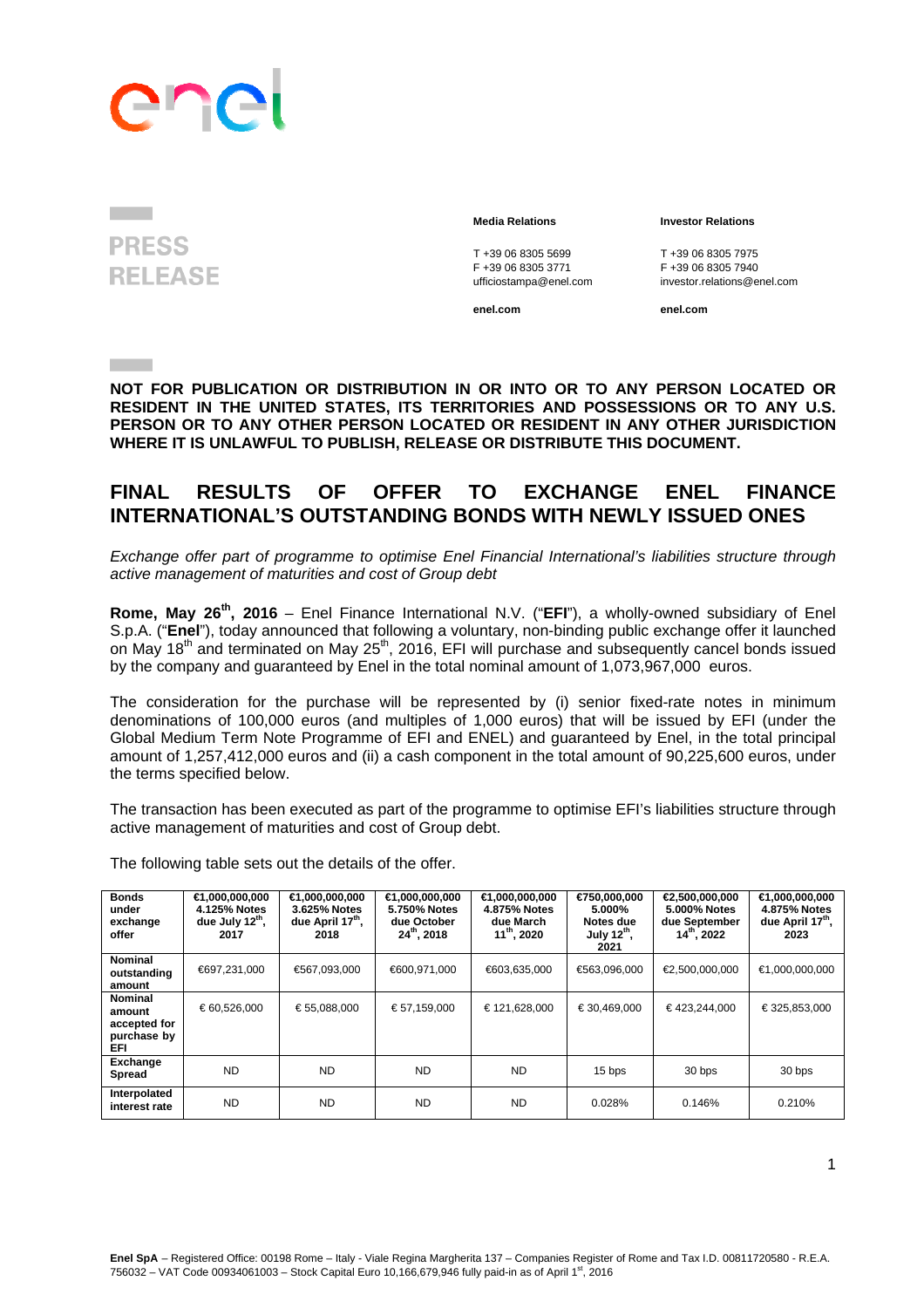**PRESS RELEASE**

**Media Relations**

T +39 06 8305 5699
F +39 06 8305 3771
ufficiostampa@enel.com

**enel.com**

**Investor Relations**

T +39 06 8305 7975
F +39 06 8305 7940
investor.relations@enel.com

**enel.com**

**NOT FOR PUBLICATION OR DISTRIBUTION IN OR INTO OR TO ANY PERSON LOCATED OR RESIDENT IN THE UNITED STATES, ITS TERRITORIES AND POSSESSIONS OR TO ANY U.S. PERSON OR TO ANY OTHER PERSON LOCATED OR RESIDENT IN ANY OTHER JURISDICTION WHERE IT IS UNLAWFUL TO PUBLISH, RELEASE OR DISTRIBUTE THIS DOCUMENT.**

# FINAL RESULTS OF OFFER TO EXCHANGE ENEL FINANCE INTERNATIONAL'S OUTSTANDING BONDS WITH NEWLY ISSUED ONES

*Exchange offer part of programme to optimise Enel Financial International's liabilities structure through active management of maturities and cost of Group debt*

**Rome, May 26th, 2016** – Enel Finance International N.V. ("**EFI**"), a wholly-owned subsidiary of Enel S.p.A. ("**Enel**"), today announced that following a voluntary, non-binding public exchange offer it launched on May 18th and terminated on May 25th, 2016, EFI will purchase and subsequently cancel bonds issued by the company and guaranteed by Enel in the total nominal amount of 1,073,967,000 euros.

The consideration for the purchase will be represented by (i) senior fixed-rate notes in minimum denominations of 100,000 euros (and multiples of 1,000 euros) that will be issued by EFI (under the Global Medium Term Note Programme of EFI and ENEL) and guaranteed by Enel, in the total principal amount of 1,257,412,000 euros and (ii) a cash component in the total amount of 90,225,600 euros, under the terms specified below.

The transaction has been executed as part of the programme to optimise EFI's liabilities structure through active management of maturities and cost of Group debt.

The following table sets out the details of the offer.

| **Bonds under exchange offer** | **€1,000,000,000 4.125% Notes due July 12th, 2017** | **€1,000,000,000 3.625% Notes due April 17th, 2018** | **€1,000,000,000 5.750% Notes due October 24th, 2018** | **€1,000,000,000 4.875% Notes due March 11th, 2020** | **€750,000,000 5.000% Notes due July 12th, 2021** | **€2,500,000,000 5.000% Notes due September 14th, 2022** | **€1,000,000,000 4.875% Notes due April 17th, 2023** |
|---|---|---|---|---|---|---|---|
| **Nominal outstanding amount** | €697,231,000 | €567,093,000 | €600,971,000 | €603,635,000 | €563,096,000 | €2,500,000,000 | €1,000,000,000 |
| **Nominal amount accepted for purchase by EFI** | € 60,526,000 | € 55,088,000 | € 57,159,000 | € 121,628,000 | € 30,469,000 | € 423,244,000 | € 325,853,000 |
| **Exchange Spread** | ND | ND | ND | ND | 15 bps | 30 bps | 30 bps |
| **Interpolated interest rate** | ND | ND | ND | ND | 0.028% | 0.146% | 0.210% |

**Enel SpA** – Registered Office: 00198 Rome – Italy - Viale Regina Margherita 137 – Companies Register of Rome and Tax I.D. 00811720580 - R.E.A. 756032 – VAT Code 00934061003 – Stock Capital Euro 10,166,679,946 fully paid-in as of April 1st, 2016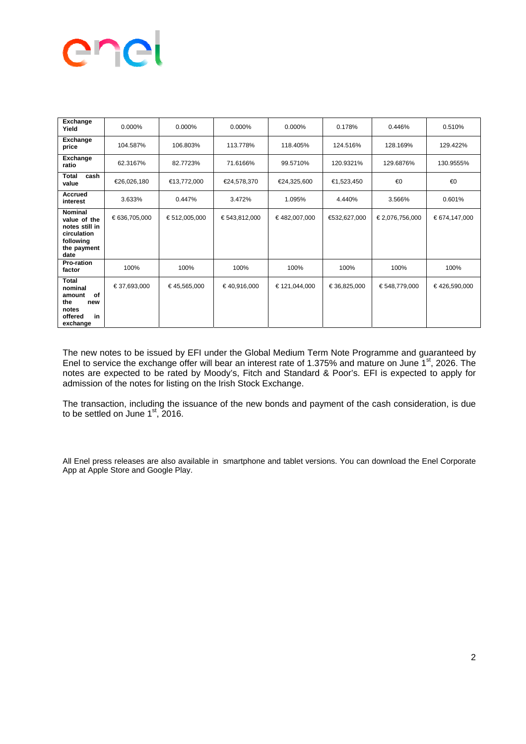| | | | | | | | |
|---|---|---|---|---|---|---|---|
| **Exchange Yield** | 0.000% | 0.000% | 0.000% | 0.000% | 0.178% | 0.446% | 0.510% |
| **Exchange price** | 104.587% | 106.803% | 113.778% | 118.405% | 124.516% | 128.169% | 129.422% |
| **Exchange ratio** | 62.3167% | 82.7723% | 71.6166% | 99.5710% | 120.9321% | 129.6876% | 130.9555% |
| **Total cash value** | €26,026,180 | €13,772,000 | €24,578,370 | €24,325,600 | €1,523,450 | €0 | €0 |
| **Accrued interest** | 3.633% | 0.447% | 3.472% | 1.095% | 4.440% | 3.566% | 0.601% |
| **Nominal value of the notes still in circulation following the payment date** | € 636,705,000 | € 512,005,000 | € 543,812,000 | € 482,007,000 | €532,627,000 | € 2,076,756,000 | € 674,147,000 |
| **Pro-ration factor** | 100% | 100% | 100% | 100% | 100% | 100% | 100% |
| **Total nominal amount of the new notes offered in exchange** | € 37,693,000 | € 45,565,000 | € 40,916,000 | € 121,044,000 | € 36,825,000 | € 548,779,000 | € 426,590,000 |

The new notes to be issued by EFI under the Global Medium Term Note Programme and guaranteed by Enel to service the exchange offer will bear an interest rate of 1.375% and mature on June 1st, 2026. The notes are expected to be rated by Moody's, Fitch and Standard & Poor's. EFI is expected to apply for admission of the notes for listing on the Irish Stock Exchange.

The transaction, including the issuance of the new bonds and payment of the cash consideration, is due to be settled on June 1st, 2016.

All Enel press releases are also available in smartphone and tablet versions. You can download the Enel Corporate App at Apple Store and Google Play.